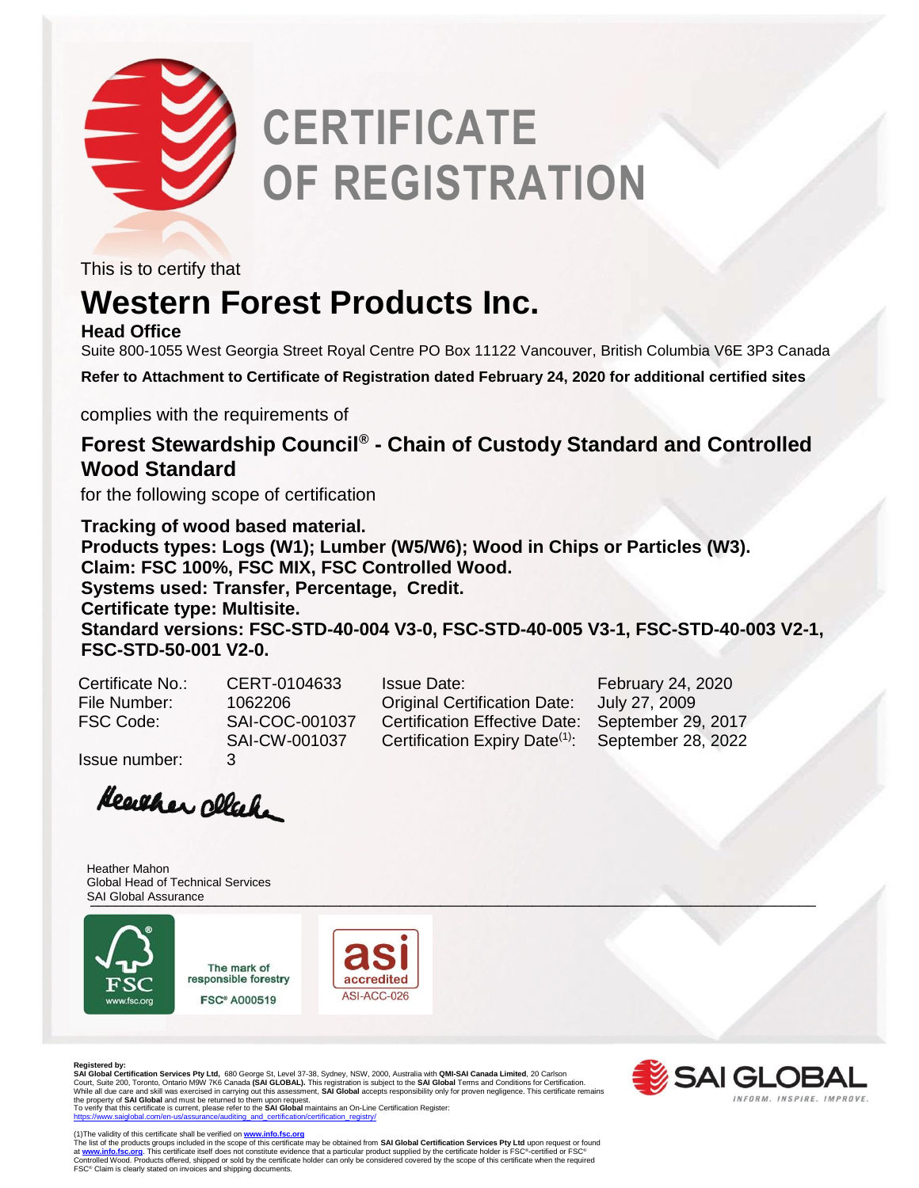# CERTIFICATE OF REGISTRATION

This is to certify that

## Western Forest Products Inc.

**Head Office**

Suite 800-1055 West Georgia Street Royal Centre PO Box 11122 Vancouver, British Columbia V6E 3P3 Canada

**Refer to Attachment to Certificate of Registration dated February 24, 2020 for additional certified sites**

complies with the requirements of

### Forest Stewardship Council® - Chain of Custody Standard and Controlled Wood Standard

for the following scope of certification

**Tracking of wood based material.**
**Products types: Logs (W1); Lumber (W5/W6); Wood in Chips or Particles (W3).**
**Claim: FSC 100%, FSC MIX, FSC Controlled Wood.**
**Systems used: Transfer, Percentage, Credit.**
**Certificate type: Multisite.**
**Standard versions: FSC-STD-40-004 V3-0, FSC-STD-40-005 V3-1, FSC-STD-40-003 V2-1, FSC-STD-50-001 V2-0.**

| | | | |
|---|---|---|---|
| Certificate No.: | CERT-0104633 | Issue Date: | February 24, 2020 |
| File Number: | 1062206 | Original Certification Date: | July 27, 2009 |
| FSC Code: | SAI-COC-001037 | Certification Effective Date: | September 29, 2017 |
| | SAI-CW-001037 | Certification Expiry Date(1): | September 28, 2022 |
| Issue number: | 3 | | |

Heather Mahon
Global Head of Technical Services
SAI Global Assurance

FSC www.fsc.org
The mark of responsible forestry
FSC® A000519

asi accredited
ASI-ACC-026

**Registered by:**
**SAI Global Certification Services Pty Ltd,** 680 George St, Level 37-38, Sydney, NSW, 2000, Australia with **QMI-SAI Canada Limited**, 20 Carlson Court, Suite 200, Toronto, Ontario M9W 7K6 Canada **(SAI GLOBAL).** This registration is subject to the **SAI Global** Terms and Conditions for Certification. While all due care and skill was exercised in carrying out this assessment, **SAI Global** accepts responsibility only for proven negligence. This certificate remains the property of **SAI Global** and must be returned to them upon request.
To verify that this certificate is current, please refer to the **SAI Global** maintains an On-Line Certification Register: https://www.saiglobal.com/en-us/assurance/auditing_and_certification/certification_registry/

SAI GLOBAL
INFORM. INSPIRE. IMPROVE.

(1)The validity of this certificate shall be verified on **www.info.fsc.org**
The list of the products groups included in the scope of this certificate may be obtained from **SAI Global Certification Services Pty Ltd** upon request or found at **www.info.fsc.org**. This certificate itself does not constitute evidence that a particular product supplied by the certificate holder is FSC®-certified or FSC® Controlled Wood. Products offered, shipped or sold by the certificate holder can only be considered covered by the scope of this certificate when the required FSC® Claim is clearly stated on invoices and shipping documents.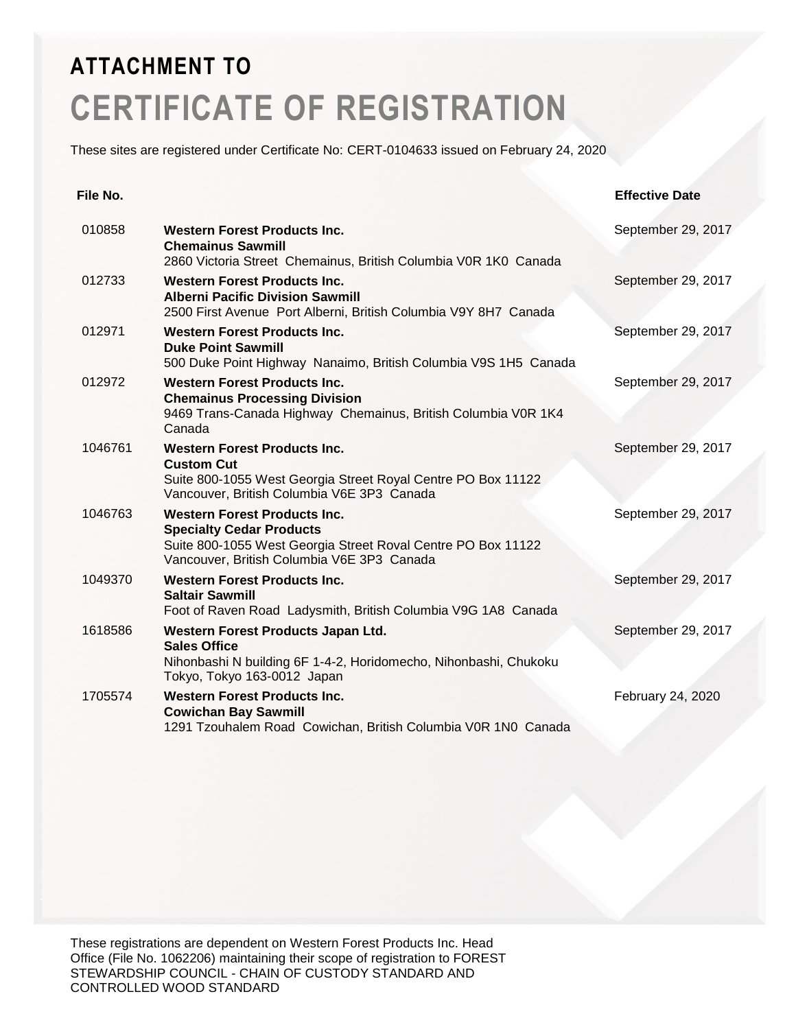# ATTACHMENT TO

# CERTIFICATE OF REGISTRATION

These sites are registered under Certificate No: CERT-0104633 issued on February 24, 2020

| File No. | | Effective Date |
|---|---|---|
| 010858 | **Western Forest Products Inc.**<br>**Chemainus Sawmill**<br>2860 Victoria Street Chemainus, British Columbia V0R 1K0 Canada | September 29, 2017 |
| 012733 | **Western Forest Products Inc.**<br>**Alberni Pacific Division Sawmill**<br>2500 First Avenue Port Alberni, British Columbia V9Y 8H7 Canada | September 29, 2017 |
| 012971 | **Western Forest Products Inc.**<br>**Duke Point Sawmill**<br>500 Duke Point Highway Nanaimo, British Columbia V9S 1H5 Canada | September 29, 2017 |
| 012972 | **Western Forest Products Inc.**<br>**Chemainus Processing Division**<br>9469 Trans-Canada Highway Chemainus, British Columbia V0R 1K4 Canada | September 29, 2017 |
| 1046761 | **Western Forest Products Inc.**<br>**Custom Cut**<br>Suite 800-1055 West Georgia Street Royal Centre PO Box 11122 Vancouver, British Columbia V6E 3P3 Canada | September 29, 2017 |
| 1046763 | **Western Forest Products Inc.**<br>**Specialty Cedar Products**<br>Suite 800-1055 West Georgia Street Roval Centre PO Box 11122 Vancouver, British Columbia V6E 3P3 Canada | September 29, 2017 |
| 1049370 | **Western Forest Products Inc.**<br>**Saltair Sawmill**<br>Foot of Raven Road Ladysmith, British Columbia V9G 1A8 Canada | September 29, 2017 |
| 1618586 | **Western Forest Products Japan Ltd.**<br>**Sales Office**<br>Nihonbashi N building 6F 1-4-2, Horidomecho, Nihonbashi, Chukoku Tokyo, Tokyo 163-0012 Japan | September 29, 2017 |
| 1705574 | **Western Forest Products Inc.**<br>**Cowichan Bay Sawmill**<br>1291 Tzouhalem Road Cowichan, British Columbia V0R 1N0 Canada | February 24, 2020 |

These registrations are dependent on Western Forest Products Inc. Head Office (File No. 1062206) maintaining their scope of registration to FOREST STEWARDSHIP COUNCIL - CHAIN OF CUSTODY STANDARD AND CONTROLLED WOOD STANDARD